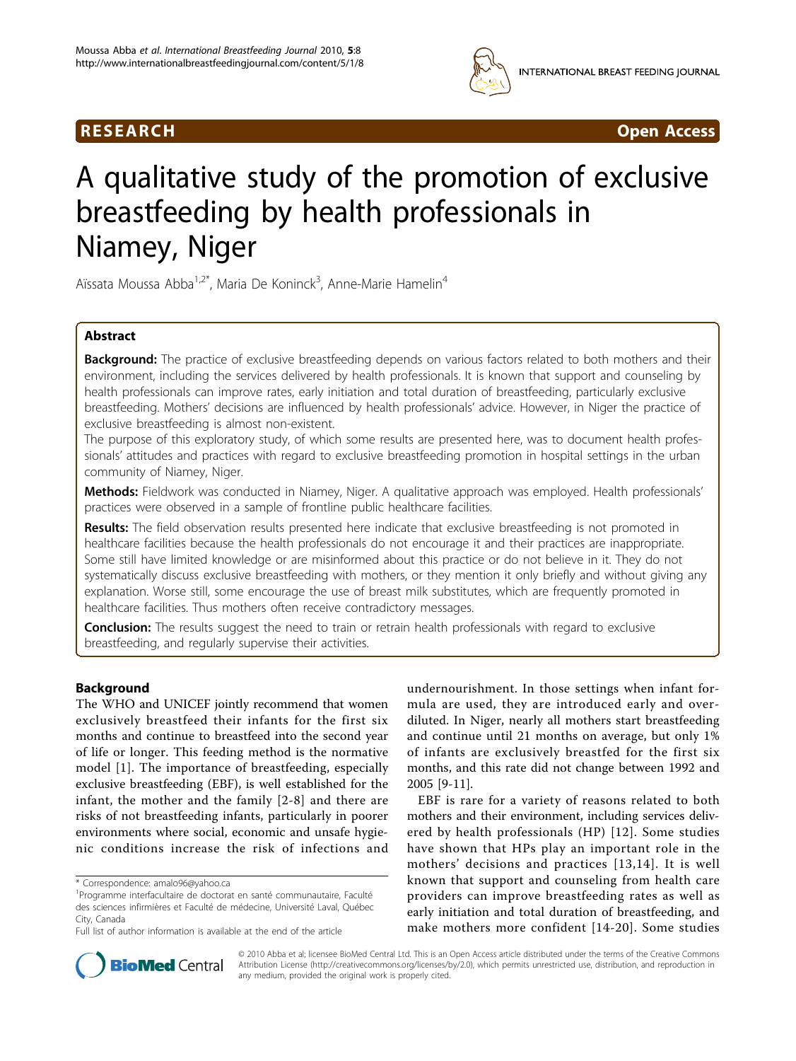RESEARCH Open Access

# A qualitative study of the promotion of exclusive breastfeeding by health professionals in Niamey, Niger

Aïssata Moussa Abba[1,2*], Maria De Koninck[3], Anne-Marie Hamelin[4]

## Abstract

**Background:** The practice of exclusive breastfeeding depends on various factors related to both mothers and their environment, including the services delivered by health professionals. It is known that support and counseling by health professionals can improve rates, early initiation and total duration of breastfeeding, particularly exclusive breastfeeding. Mothers' decisions are influenced by health professionals' advice. However, in Niger the practice of exclusive breastfeeding is almost non-existent.

The purpose of this exploratory study, of which some results are presented here, was to document health professionals' attitudes and practices with regard to exclusive breastfeeding promotion in hospital settings in the urban community of Niamey, Niger.

**Methods:** Fieldwork was conducted in Niamey, Niger. A qualitative approach was employed. Health professionals' practices were observed in a sample of frontline public healthcare facilities.

**Results:** The field observation results presented here indicate that exclusive breastfeeding is not promoted in healthcare facilities because the health professionals do not encourage it and their practices are inappropriate. Some still have limited knowledge or are misinformed about this practice or do not believe in it. They do not systematically discuss exclusive breastfeeding with mothers, or they mention it only briefly and without giving any explanation. Worse still, some encourage the use of breast milk substitutes, which are frequently promoted in healthcare facilities. Thus mothers often receive contradictory messages.

**Conclusion:** The results suggest the need to train or retrain health professionals with regard to exclusive breastfeeding, and regularly supervise their activities.

## Background

The WHO and UNICEF jointly recommend that women exclusively breastfeed their infants for the first six months and continue to breastfeed into the second year of life or longer. This feeding method is the normative model [1]. The importance of breastfeeding, especially exclusive breastfeeding (EBF), is well established for the infant, the mother and the family [2-8] and there are risks of not breastfeeding infants, particularly in poorer environments where social, economic and unsafe hygienic conditions increase the risk of infections and undernourishment. In those settings when infant formula are used, they are introduced early and over-diluted. In Niger, nearly all mothers start breastfeeding and continue until 21 months on average, but only 1% of infants are exclusively breastfed for the first six months, and this rate did not change between 1992 and 2005 [9-11].

EBF is rare for a variety of reasons related to both mothers and their environment, including services delivered by health professionals (HP) [12]. Some studies have shown that HPs play an important role in the mothers' decisions and practices [13,14]. It is well known that support and counseling from health care providers can improve breastfeeding rates as well as early initiation and total duration of breastfeeding, and make mothers more confident [14-20]. Some studies

\* Correspondence: amalo96@yahoo.ca

[1]Programme interfacultaire de doctorat en santé communautaire, Faculté des sciences infirmières et Faculté de médecine, Université Laval, Québec City, Canada

Full list of author information is available at the end of the article

© 2010 Abba et al; licensee BioMed Central Ltd. This is an Open Access article distributed under the terms of the Creative Commons Attribution License (http://creativecommons.org/licenses/by/2.0), which permits unrestricted use, distribution, and reproduction in any medium, provided the original work is properly cited.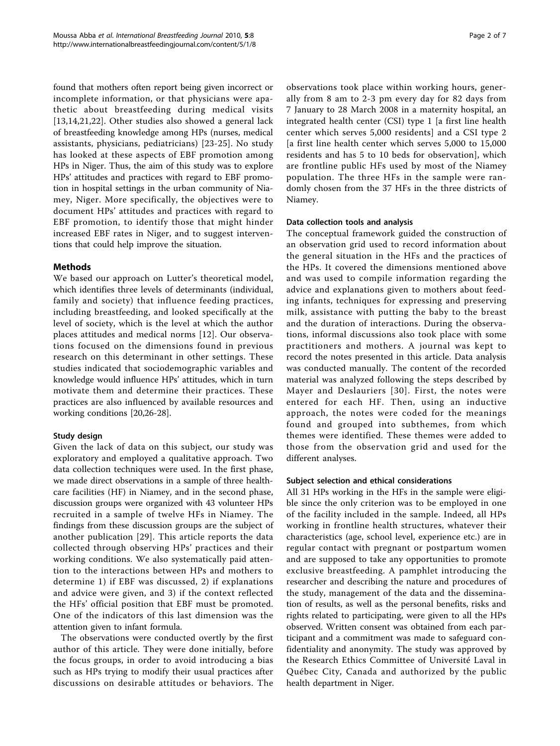found that mothers often report being given incorrect or incomplete information, or that physicians were apathetic about breastfeeding during medical visits [13,14,21,22]. Other studies also showed a general lack of breastfeeding knowledge among HPs (nurses, medical assistants, physicians, pediatricians) [23-25]. No study has looked at these aspects of EBF promotion among HPs in Niger. Thus, the aim of this study was to explore HPs' attitudes and practices with regard to EBF promotion in hospital settings in the urban community of Niamey, Niger. More specifically, the objectives were to document HPs' attitudes and practices with regard to EBF promotion, to identify those that might hinder increased EBF rates in Niger, and to suggest interventions that could help improve the situation.

## Methods

We based our approach on Lutter's theoretical model, which identifies three levels of determinants (individual, family and society) that influence feeding practices, including breastfeeding, and looked specifically at the level of society, which is the level at which the author places attitudes and medical norms [12]. Our observations focused on the dimensions found in previous research on this determinant in other settings. These studies indicated that sociodemographic variables and knowledge would influence HPs' attitudes, which in turn motivate them and determine their practices. These practices are also influenced by available resources and working conditions [20,26-28].

### Study design

Given the lack of data on this subject, our study was exploratory and employed a qualitative approach. Two data collection techniques were used. In the first phase, we made direct observations in a sample of three healthcare facilities (HF) in Niamey, and in the second phase, discussion groups were organized with 43 volunteer HPs recruited in a sample of twelve HFs in Niamey. The findings from these discussion groups are the subject of another publication [29]. This article reports the data collected through observing HPs' practices and their working conditions. We also systematically paid attention to the interactions between HPs and mothers to determine 1) if EBF was discussed, 2) if explanations and advice were given, and 3) if the context reflected the HFs' official position that EBF must be promoted. One of the indicators of this last dimension was the attention given to infant formula.

The observations were conducted overtly by the first author of this article. They were done initially, before the focus groups, in order to avoid introducing a bias such as HPs trying to modify their usual practices after discussions on desirable attitudes or behaviors. The observations took place within working hours, generally from 8 am to 2-3 pm every day for 82 days from 7 January to 28 March 2008 in a maternity hospital, an integrated health center (CSI) type 1 [a first line health center which serves 5,000 residents] and a CSI type 2 [a first line health center which serves 5,000 to 15,000 residents and has 5 to 10 beds for observation], which are frontline public HFs used by most of the Niamey population. The three HFs in the sample were randomly chosen from the 37 HFs in the three districts of Niamey.

### Data collection tools and analysis

The conceptual framework guided the construction of an observation grid used to record information about the general situation in the HFs and the practices of the HPs. It covered the dimensions mentioned above and was used to compile information regarding the advice and explanations given to mothers about feeding infants, techniques for expressing and preserving milk, assistance with putting the baby to the breast and the duration of interactions. During the observations, informal discussions also took place with some practitioners and mothers. A journal was kept to record the notes presented in this article. Data analysis was conducted manually. The content of the recorded material was analyzed following the steps described by Mayer and Deslauriers [30]. First, the notes were entered for each HF. Then, using an inductive approach, the notes were coded for the meanings found and grouped into subthemes, from which themes were identified. These themes were added to those from the observation grid and used for the different analyses.

### Subject selection and ethical considerations

All 31 HPs working in the HFs in the sample were eligible since the only criterion was to be employed in one of the facility included in the sample. Indeed, all HPs working in frontline health structures, whatever their characteristics (age, school level, experience etc.) are in regular contact with pregnant or postpartum women and are supposed to take any opportunities to promote exclusive breastfeeding. A pamphlet introducing the researcher and describing the nature and procedures of the study, management of the data and the dissemination of results, as well as the personal benefits, risks and rights related to participating, were given to all the HPs observed. Written consent was obtained from each participant and a commitment was made to safeguard confidentiality and anonymity. The study was approved by the Research Ethics Committee of Université Laval in Québec City, Canada and authorized by the public health department in Niger.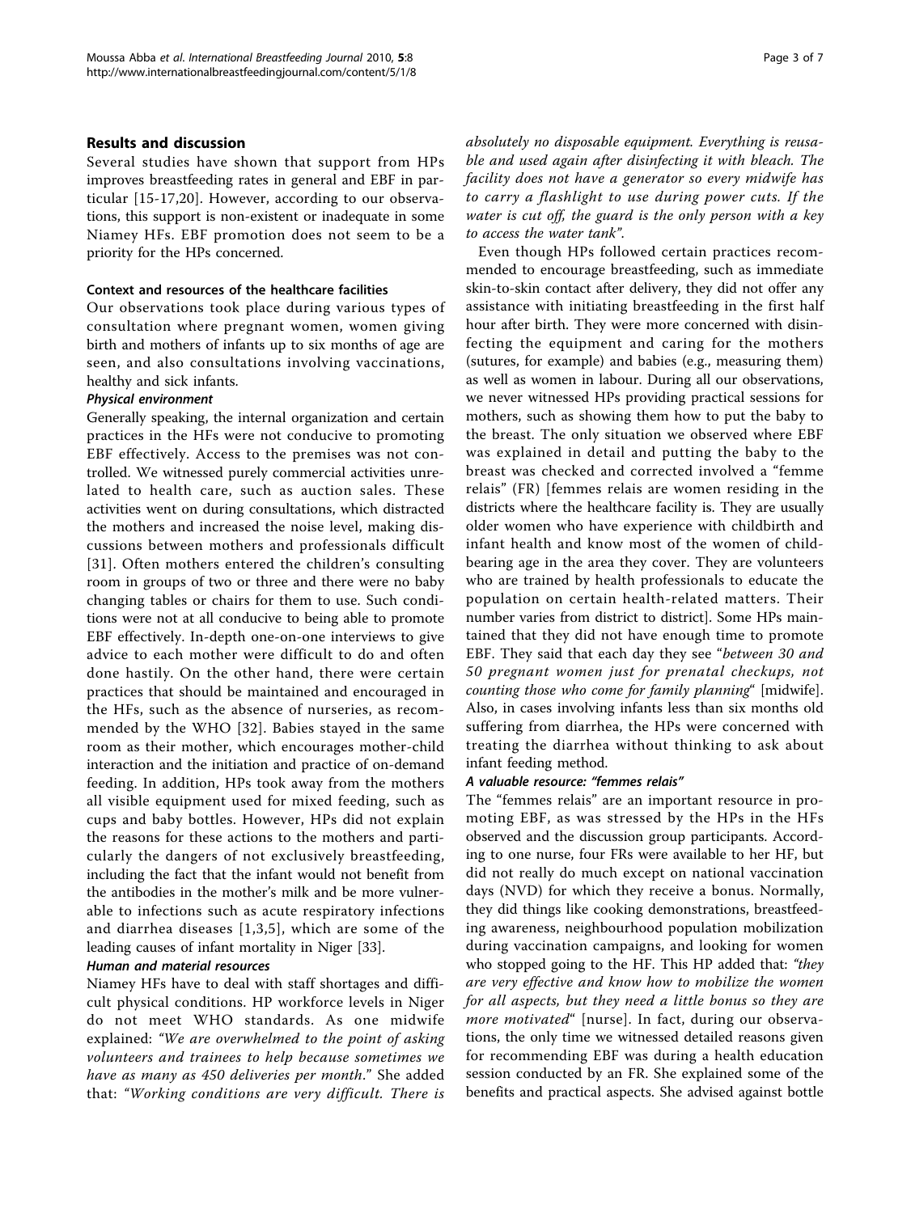## Results and discussion

Several studies have shown that support from HPs improves breastfeeding rates in general and EBF in particular [15-17,20]. However, according to our observations, this support is non-existent or inadequate in some Niamey HFs. EBF promotion does not seem to be a priority for the HPs concerned.

### Context and resources of the healthcare facilities

Our observations took place during various types of consultation where pregnant women, women giving birth and mothers of infants up to six months of age are seen, and also consultations involving vaccinations, healthy and sick infants.

#### *Physical environment*

Generally speaking, the internal organization and certain practices in the HFs were not conducive to promoting EBF effectively. Access to the premises was not controlled. We witnessed purely commercial activities unrelated to health care, such as auction sales. These activities went on during consultations, which distracted the mothers and increased the noise level, making discussions between mothers and professionals difficult [31]. Often mothers entered the children's consulting room in groups of two or three and there were no baby changing tables or chairs for them to use. Such conditions were not at all conducive to being able to promote EBF effectively. In-depth one-on-one interviews to give advice to each mother were difficult to do and often done hastily. On the other hand, there were certain practices that should be maintained and encouraged in the HFs, such as the absence of nurseries, as recommended by the WHO [32]. Babies stayed in the same room as their mother, which encourages mother-child interaction and the initiation and practice of on-demand feeding. In addition, HPs took away from the mothers all visible equipment used for mixed feeding, such as cups and baby bottles. However, HPs did not explain the reasons for these actions to the mothers and particularly the dangers of not exclusively breastfeeding, including the fact that the infant would not benefit from the antibodies in the mother's milk and be more vulnerable to infections such as acute respiratory infections and diarrhea diseases [1,3,5], which are some of the leading causes of infant mortality in Niger [33].

#### *Human and material resources*

Niamey HFs have to deal with staff shortages and difficult physical conditions. HP workforce levels in Niger do not meet WHO standards. As one midwife explained: *"We are overwhelmed to the point of asking volunteers and trainees to help because sometimes we have as many as 450 deliveries per month."* She added that: *"Working conditions are very difficult. There is absolutely no disposable equipment. Everything is reusable and used again after disinfecting it with bleach. The facility does not have a generator so every midwife has to carry a flashlight to use during power cuts. If the water is cut off, the guard is the only person with a key to access the water tank".*

Even though HPs followed certain practices recommended to encourage breastfeeding, such as immediate skin-to-skin contact after delivery, they did not offer any assistance with initiating breastfeeding in the first half hour after birth. They were more concerned with disinfecting the equipment and caring for the mothers (sutures, for example) and babies (e.g., measuring them) as well as women in labour. During all our observations, we never witnessed HPs providing practical sessions for mothers, such as showing them how to put the baby to the breast. The only situation we observed where EBF was explained in detail and putting the baby to the breast was checked and corrected involved a "femme relais" (FR) [femmes relais are women residing in the districts where the healthcare facility is. They are usually older women who have experience with childbirth and infant health and know most of the women of childbearing age in the area they cover. They are volunteers who are trained by health professionals to educate the population on certain health-related matters. Their number varies from district to district]. Some HPs maintained that they did not have enough time to promote EBF. They said that each day they see "*between 30 and 50 pregnant women just for prenatal checkups, not counting those who come for family planning*" [midwife]. Also, in cases involving infants less than six months old suffering from diarrhea, the HPs were concerned with treating the diarrhea without thinking to ask about infant feeding method.

#### *A valuable resource: "femmes relais"*

The "femmes relais" are an important resource in promoting EBF, as was stressed by the HPs in the HFs observed and the discussion group participants. According to one nurse, four FRs were available to her HF, but did not really do much except on national vaccination days (NVD) for which they receive a bonus. Normally, they did things like cooking demonstrations, breastfeeding awareness, neighbourhood population mobilization during vaccination campaigns, and looking for women who stopped going to the HF. This HP added that: *"they are very effective and know how to mobilize the women for all aspects, but they need a little bonus so they are more motivated"* [nurse]. In fact, during our observations, the only time we witnessed detailed reasons given for recommending EBF was during a health education session conducted by an FR. She explained some of the benefits and practical aspects. She advised against bottle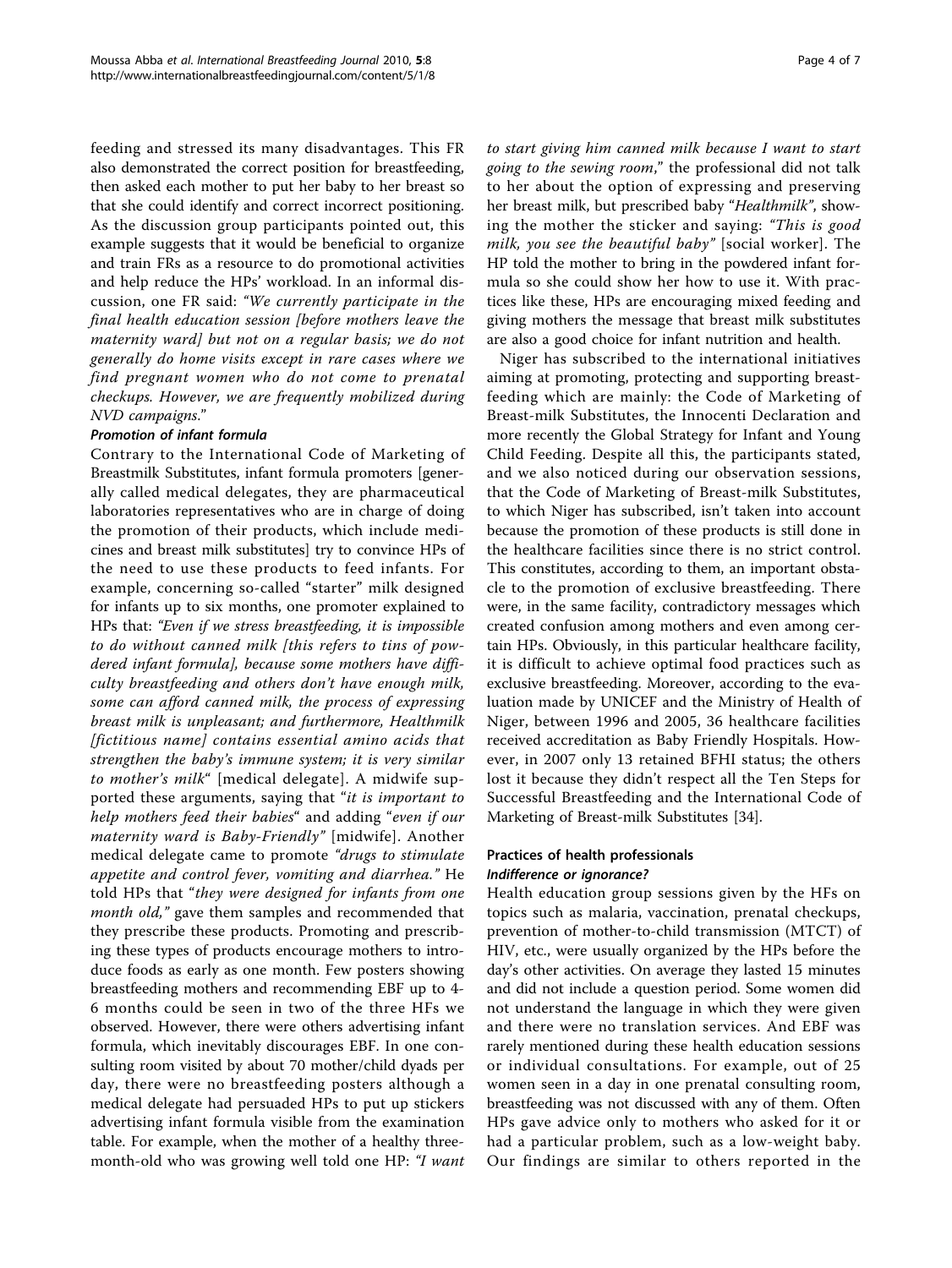feeding and stressed its many disadvantages. This FR also demonstrated the correct position for breastfeeding, then asked each mother to put her baby to her breast so that she could identify and correct incorrect positioning. As the discussion group participants pointed out, this example suggests that it would be beneficial to organize and train FRs as a resource to do promotional activities and help reduce the HPs' workload. In an informal discussion, one FR said: *"We currently participate in the final health education session [before mothers leave the maternity ward] but not on a regular basis; we do not generally do home visits except in rare cases where we find pregnant women who do not come to prenatal checkups. However, we are frequently mobilized during NVD campaigns."*

#### Promotion of infant formula

Contrary to the International Code of Marketing of Breastmilk Substitutes, infant formula promoters [generally called medical delegates, they are pharmaceutical laboratories representatives who are in charge of doing the promotion of their products, which include medicines and breast milk substitutes] try to convince HPs of the need to use these products to feed infants. For example, concerning so-called "starter" milk designed for infants up to six months, one promoter explained to HPs that: *"Even if we stress breastfeeding, it is impossible to do without canned milk [this refers to tins of powdered infant formula], because some mothers have difficulty breastfeeding and others don't have enough milk, some can afford canned milk, the process of expressing breast milk is unpleasant; and furthermore, Healthmilk [fictitious name] contains essential amino acids that strengthen the baby's immune system; it is very similar to mother's milk*" [medical delegate]. A midwife supported these arguments, saying that "*it is important to help mothers feed their babies*" and adding "*even if our maternity ward is Baby-Friendly"* [midwife]. Another medical delegate came to promote *"drugs to stimulate appetite and control fever, vomiting and diarrhea."* He told HPs that "*they were designed for infants from one month old,"* gave them samples and recommended that they prescribe these products. Promoting and prescribing these types of products encourage mothers to introduce foods as early as one month. Few posters showing breastfeeding mothers and recommending EBF up to 4-6 months could be seen in two of the three HFs we observed. However, there were others advertising infant formula, which inevitably discourages EBF. In one consulting room visited by about 70 mother/child dyads per day, there were no breastfeeding posters although a medical delegate had persuaded HPs to put up stickers advertising infant formula visible from the examination table. For example, when the mother of a healthy three-month-old who was growing well told one HP: *"I want to start giving him canned milk because I want to start going to the sewing room,"* the professional did not talk to her about the option of expressing and preserving her breast milk, but prescribed baby "*Healthmilk*", showing the mother the sticker and saying: *"This is good milk, you see the beautiful baby"* [social worker]. The HP told the mother to bring in the powdered infant formula so she could show her how to use it. With practices like these, HPs are encouraging mixed feeding and giving mothers the message that breast milk substitutes are also a good choice for infant nutrition and health.

Niger has subscribed to the international initiatives aiming at promoting, protecting and supporting breastfeeding which are mainly: the Code of Marketing of Breast-milk Substitutes, the Innocenti Declaration and more recently the Global Strategy for Infant and Young Child Feeding. Despite all this, the participants stated, and we also noticed during our observation sessions, that the Code of Marketing of Breast-milk Substitutes, to which Niger has subscribed, isn't taken into account because the promotion of these products is still done in the healthcare facilities since there is no strict control. This constitutes, according to them, an important obstacle to the promotion of exclusive breastfeeding. There were, in the same facility, contradictory messages which created confusion among mothers and even among certain HPs. Obviously, in this particular healthcare facility, it is difficult to achieve optimal food practices such as exclusive breastfeeding. Moreover, according to the evaluation made by UNICEF and the Ministry of Health of Niger, between 1996 and 2005, 36 healthcare facilities received accreditation as Baby Friendly Hospitals. However, in 2007 only 13 retained BFHI status; the others lost it because they didn't respect all the Ten Steps for Successful Breastfeeding and the International Code of Marketing of Breast-milk Substitutes [34].

### Practices of health professionals

#### Indifference or ignorance?

Health education group sessions given by the HFs on topics such as malaria, vaccination, prenatal checkups, prevention of mother-to-child transmission (MTCT) of HIV, etc., were usually organized by the HPs before the day's other activities. On average they lasted 15 minutes and did not include a question period. Some women did not understand the language in which they were given and there were no translation services. And EBF was rarely mentioned during these health education sessions or individual consultations. For example, out of 25 women seen in a day in one prenatal consulting room, breastfeeding was not discussed with any of them. Often HPs gave advice only to mothers who asked for it or had a particular problem, such as a low-weight baby. Our findings are similar to others reported in the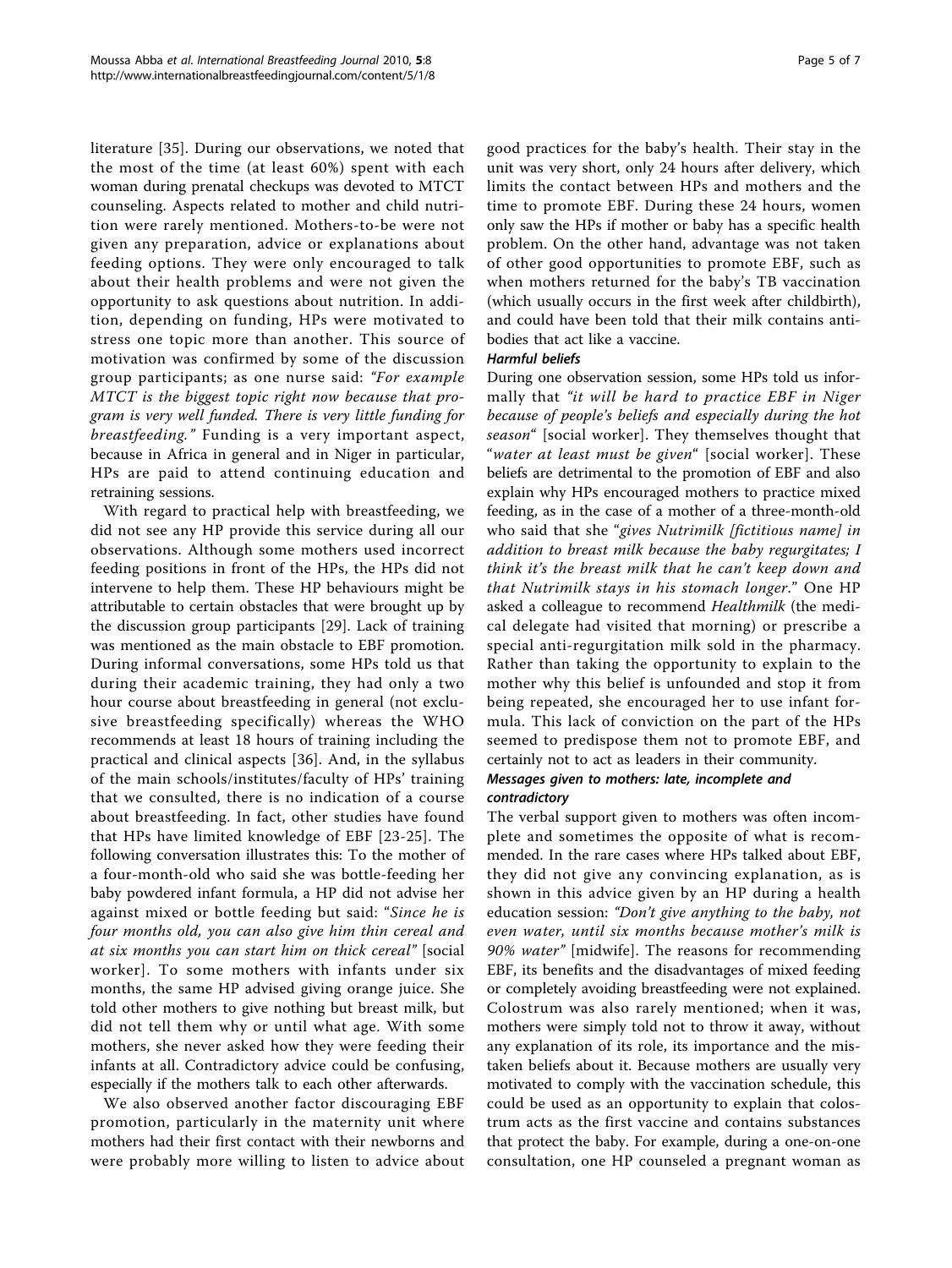literature [35]. During our observations, we noted that the most of the time (at least 60%) spent with each woman during prenatal checkups was devoted to MTCT counseling. Aspects related to mother and child nutrition were rarely mentioned. Mothers-to-be were not given any preparation, advice or explanations about feeding options. They were only encouraged to talk about their health problems and were not given the opportunity to ask questions about nutrition. In addition, depending on funding, HPs were motivated to stress one topic more than another. This source of motivation was confirmed by some of the discussion group participants; as one nurse said: *"For example MTCT is the biggest topic right now because that program is very well funded. There is very little funding for breastfeeding."* Funding is a very important aspect, because in Africa in general and in Niger in particular, HPs are paid to attend continuing education and retraining sessions.

With regard to practical help with breastfeeding, we did not see any HP provide this service during all our observations. Although some mothers used incorrect feeding positions in front of the HPs, the HPs did not intervene to help them. These HP behaviours might be attributable to certain obstacles that were brought up by the discussion group participants [29]. Lack of training was mentioned as the main obstacle to EBF promotion. During informal conversations, some HPs told us that during their academic training, they had only a two hour course about breastfeeding in general (not exclusive breastfeeding specifically) whereas the WHO recommends at least 18 hours of training including the practical and clinical aspects [36]. And, in the syllabus of the main schools/institutes/faculty of HPs' training that we consulted, there is no indication of a course about breastfeeding. In fact, other studies have found that HPs have limited knowledge of EBF [23-25]. The following conversation illustrates this: To the mother of a four-month-old who said she was bottle-feeding her baby powdered infant formula, a HP did not advise her against mixed or bottle feeding but said: *"Since he is four months old, you can also give him thin cereal and at six months you can start him on thick cereal"* [social worker]. To some mothers with infants under six months, the same HP advised giving orange juice. She told other mothers to give nothing but breast milk, but did not tell them why or until what age. With some mothers, she never asked how they were feeding their infants at all. Contradictory advice could be confusing, especially if the mothers talk to each other afterwards.

We also observed another factor discouraging EBF promotion, particularly in the maternity unit where mothers had their first contact with their newborns and were probably more willing to listen to advice about good practices for the baby's health. Their stay in the unit was very short, only 24 hours after delivery, which limits the contact between HPs and mothers and the time to promote EBF. During these 24 hours, women only saw the HPs if mother or baby has a specific health problem. On the other hand, advantage was not taken of other good opportunities to promote EBF, such as when mothers returned for the baby's TB vaccination (which usually occurs in the first week after childbirth), and could have been told that their milk contains antibodies that act like a vaccine.

#### Harmful beliefs

During one observation session, some HPs told us informally that *"it will be hard to practice EBF in Niger because of people's beliefs and especially during the hot season"* [social worker]. They themselves thought that *"water at least must be given"* [social worker]. These beliefs are detrimental to the promotion of EBF and also explain why HPs encouraged mothers to practice mixed feeding, as in the case of a mother of a three-month-old who said that she *"gives Nutrimilk [fictitious name] in addition to breast milk because the baby regurgitates; I think it's the breast milk that he can't keep down and that Nutrimilk stays in his stomach longer."* One HP asked a colleague to recommend *Healthmilk* (the medical delegate had visited that morning) or prescribe a special anti-regurgitation milk sold in the pharmacy. Rather than taking the opportunity to explain to the mother why this belief is unfounded and stop it from being repeated, she encouraged her to use infant formula. This lack of conviction on the part of the HPs seemed to predispose them not to promote EBF, and certainly not to act as leaders in their community.

#### Messages given to mothers: late, incomplete and contradictory

The verbal support given to mothers was often incomplete and sometimes the opposite of what is recommended. In the rare cases where HPs talked about EBF, they did not give any convincing explanation, as is shown in this advice given by an HP during a health education session: *"Don't give anything to the baby, not even water, until six months because mother's milk is 90% water"* [midwife]. The reasons for recommending EBF, its benefits and the disadvantages of mixed feeding or completely avoiding breastfeeding were not explained. Colostrum was also rarely mentioned; when it was, mothers were simply told not to throw it away, without any explanation of its role, its importance and the mistaken beliefs about it. Because mothers are usually very motivated to comply with the vaccination schedule, this could be used as an opportunity to explain that colostrum acts as the first vaccine and contains substances that protect the baby. For example, during a one-on-one consultation, one HP counseled a pregnant woman as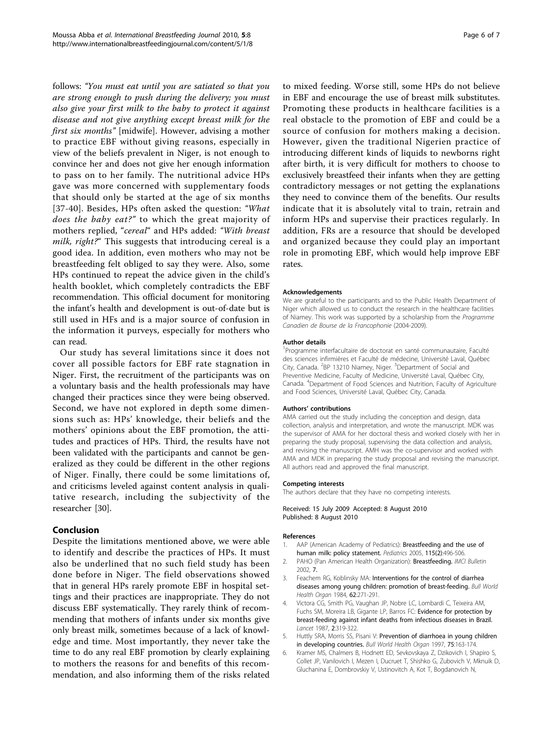follows: *"You must eat until you are satiated so that you are strong enough to push during the delivery; you must also give your first milk to the baby to protect it against disease and not give anything except breast milk for the first six months"* [midwife]. However, advising a mother to practice EBF without giving reasons, especially in view of the beliefs prevalent in Niger, is not enough to convince her and does not give her enough information to pass on to her family. The nutritional advice HPs gave was more concerned with supplementary foods that should only be started at the age of six months [37-40]. Besides, HPs often asked the question: *"What does the baby eat?"* to which the great majority of mothers replied, "*cereal*" and HPs added: *"With breast milk, right?*" This suggests that introducing cereal is a good idea. In addition, even mothers who may not be breastfeeding felt obliged to say they were. Also, some HPs continued to repeat the advice given in the child's health booklet, which completely contradicts the EBF recommendation. This official document for monitoring the infant's health and development is out-of-date but is still used in HFs and is a major source of confusion in the information it purveys, especially for mothers who can read.

Our study has several limitations since it does not cover all possible factors for EBF rate stagnation in Niger. First, the recruitment of the participants was on a voluntary basis and the health professionals may have changed their practices since they were being observed. Second, we have not explored in depth some dimensions such as: HPs' knowledge, their beliefs and the mothers' opinions about the EBF promotion, the attitudes and practices of HPs. Third, the results have not been validated with the participants and cannot be generalized as they could be different in the other regions of Niger. Finally, there could be some limitations of, and criticisms leveled against content analysis in qualitative research, including the subjectivity of the researcher [30].

## Conclusion

Despite the limitations mentioned above, we were able to identify and describe the practices of HPs. It must also be underlined that no such field study has been done before in Niger. The field observations showed that in general HPs rarely promote EBF in hospital settings and their practices are inappropriate. They do not discuss EBF systematically. They rarely think of recommending that mothers of infants under six months give only breast milk, sometimes because of a lack of knowledge and time. Most importantly, they never take the time to do any real EBF promotion by clearly explaining to mothers the reasons for and benefits of this recommendation, and also informing them of the risks related to mixed feeding. Worse still, some HPs do not believe in EBF and encourage the use of breast milk substitutes. Promoting these products in healthcare facilities is a real obstacle to the promotion of EBF and could be a source of confusion for mothers making a decision. However, given the traditional Nigerien practice of introducing different kinds of liquids to newborns right after birth, it is very difficult for mothers to choose to exclusively breastfeed their infants when they are getting contradictory messages or not getting the explanations they need to convince them of the benefits. Our results indicate that it is absolutely vital to train, retrain and inform HPs and supervise their practices regularly. In addition, FRs are a resource that should be developed and organized because they could play an important role in promoting EBF, which would help improve EBF rates.

#### Acknowledgements

We are grateful to the participants and to the Public Health Department of Niger which allowed us to conduct the research in the healthcare facilities of Niamey. This work was supported by a scholarship from the *Programme Canadien de Bourse de la Francophonie* (2004-2009).

#### Author details

[1]Programme interfacultaire de doctorat en santé communautaire, Faculté des sciences infirmières et Faculté de médecine, Université Laval, Québec City, Canada. [2]BP 13210 Niamey, Niger. [3]Department of Social and Preventive Medicine, Faculty of Medicine, Université Laval, Québec City, Canada. [4]Department of Food Sciences and Nutrition, Faculty of Agriculture and Food Sciences, Université Laval, Québec City, Canada.

#### Authors' contributions

AMA carried out the study including the conception and design, data collection, analysis and interpretation, and wrote the manuscript. MDK was the supervisor of AMA for her doctoral thesis and worked closely with her in preparing the study proposal, supervising the data collection and analysis, and revising the manuscript. AMH was the co-supervisor and worked with AMA and MDK in preparing the study proposal and revising the manuscript. All authors read and approved the final manuscript.

#### Competing interests

The authors declare that they have no competing interests.

Received: 15 July 2009 Accepted: 8 August 2010
Published: 8 August 2010

#### References

1. AAP (American Academy of Pediatrics): **Breastfeeding and the use of human milk: policy statement.** *Pediatrics* 2005, **115(2)**:496-506.
2. PAHO (Pan American Health Organization): **Breastfeeding.** *IMCI Bulletin* 2002, **7**.
3. Feachem RG, Koblinsky MA: **Interventions for the control of diarrhea diseases among young children: promotion of breast-feeding.** *Bull World Health Organ* 1984, **62**:271-291.
4. Victora CG, Smith PG, Vaughan JP, Nobre LC, Lombardi C, Teixeira AM, Fuchs SM, Moreira LB, Gigante LP, Barros FC: **Evidence for protection by breast-feeding against infant deaths from infectious diseases in Brazil.** *Lancet* 1987, **2**:319-322.
5. Huttly SRA, Morris SS, Pisani V: **Prevention of diarrhoea in young children in developing countries.** *Bull World Health Organ* 1997, **75**:163-174.
6. Kramer MS, Chalmers B, Hodnett ED, Sevkovskaya Z, Dzikovich I, Shapiro S, Collet JP, Vanilovich I, Mezen I, Ducruet T, Shishko G, Zubovich V, Mknuik D, Gluchanina E, Dombrovskiy V, Ustinovitch A, Kot T, Bogdanovich N,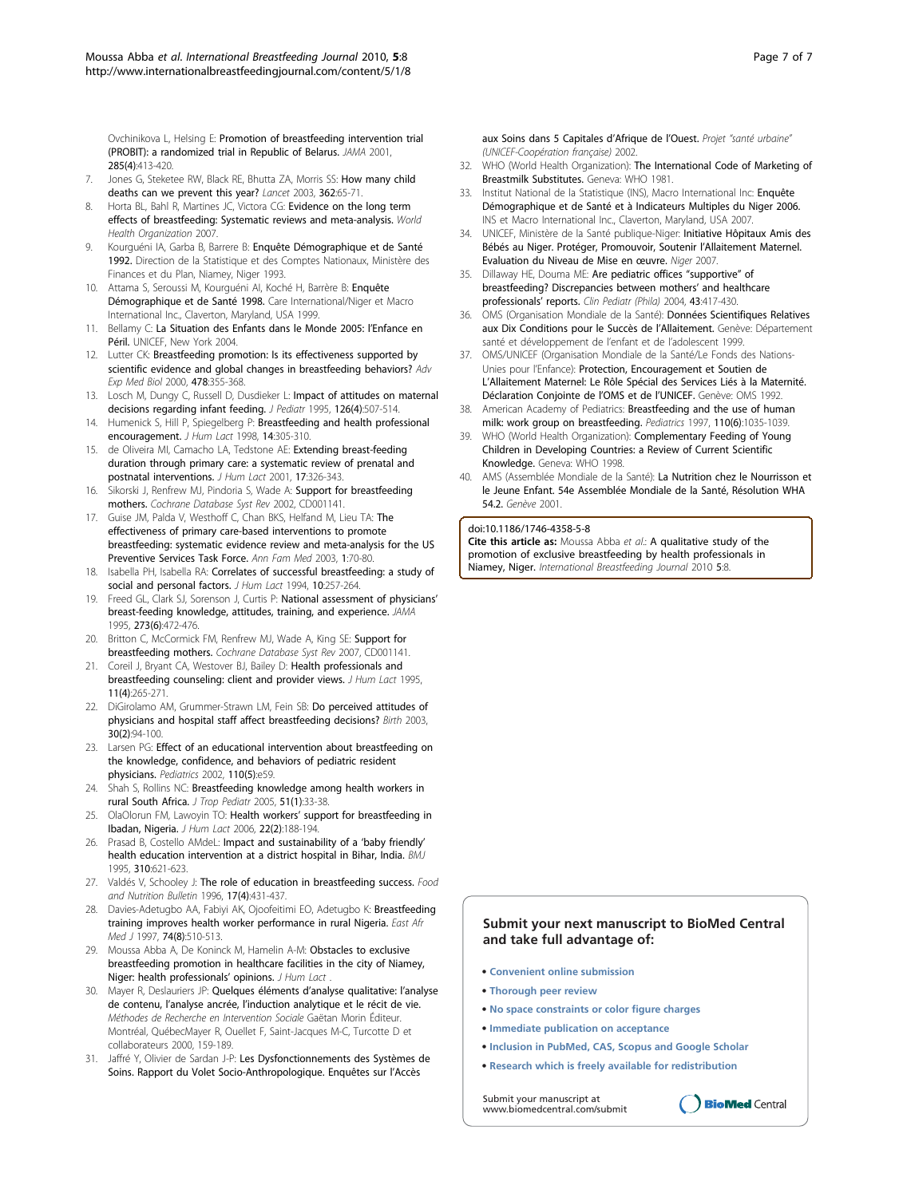Ovchinikova L, Helsing E: **Promotion of breastfeeding intervention trial (PROBIT): a randomized trial in Republic of Belarus.** *JAMA* 2001, **285(4)**:413-420.

7. Jones G, Steketee RW, Black RE, Bhutta ZA, Morris SS: **How many child deaths can we prevent this year?** *Lancet* 2003, **362**:65-71.
8. Horta BL, Bahl R, Martines JC, Victora CG: **Evidence on the long term effects of breastfeeding: Systematic reviews and meta-analysis.** *World Health Organization* 2007.
9. Kourguéni IA, Garba B, Barrere B: **Enquête Démographique et de Santé 1992.** Direction de la Statistique et des Comptes Nationaux, Ministère des Finances et du Plan, Niamey, Niger 1993.
10. Attama S, Seroussi M, Kourguéni AI, Koché H, Barrère B: **Enquête Démographique et de Santé 1998.** Care International/Niger et Macro International Inc., Claverton, Maryland, USA 1999.
11. Bellamy C: **La Situation des Enfants dans le Monde 2005: l'Enfance en Péril.** UNICEF, New York 2004.
12. Lutter CK: **Breastfeeding promotion: Is its effectiveness supported by scientific evidence and global changes in breastfeeding behaviors?** *Adv Exp Med Biol* 2000, **478**:355-368.
13. Losch M, Dungy C, Russell D, Dusdieker L: **Impact of attitudes on maternal decisions regarding infant feeding.** *J Pediatr* 1995, **126(4)**:507-514.
14. Humenick S, Hill P, Spiegelberg P: **Breastfeeding and health professional encouragement.** *J Hum Lact* 1998, **14**:305-310.
15. de Oliveira MI, Camacho LA, Tedstone AE: **Extending breast-feeding duration through primary care: a systematic review of prenatal and postnatal interventions.** *J Hum Lact* 2001, **17**:326-343.
16. Sikorski J, Renfrew MJ, Pindoria S, Wade A: **Support for breastfeeding mothers.** *Cochrane Database Syst Rev* 2002, CD001141.
17. Guise JM, Palda V, Westhoff C, Chan BKS, Helfand M, Lieu TA: **The effectiveness of primary care-based interventions to promote breastfeeding: systematic evidence review and meta-analysis for the US Preventive Services Task Force.** *Ann Fam Med* 2003, **1**:70-80.
18. Isabella PH, Isabella RA: **Correlates of successful breastfeeding: a study of social and personal factors.** *J Hum Lact* 1994, **10**:257-264.
19. Freed GL, Clark SJ, Sorenson J, Curtis P: **National assessment of physicians' breast-feeding knowledge, attitudes, training, and experience.** *JAMA* 1995, **273(6)**:472-476.
20. Britton C, McCormick FM, Renfrew MJ, Wade A, King SE: **Support for breastfeeding mothers.** *Cochrane Database Syst Rev* 2007, CD001141.
21. Coreil J, Bryant CA, Westover BJ, Bailey D: **Health professionals and breastfeeding counseling: client and provider views.** *J Hum Lact* 1995, **11(4)**:265-271.
22. DiGirolamo AM, Grummer-Strawn LM, Fein SB: **Do perceived attitudes of physicians and hospital staff affect breastfeeding decisions?** *Birth* 2003, **30(2)**:94-100.
23. Larsen PG: **Effect of an educational intervention about breastfeeding on the knowledge, confidence, and behaviors of pediatric resident physicians.** *Pediatrics* 2002, **110(5)**:e59.
24. Shah S, Rollins NC: **Breastfeeding knowledge among health workers in rural South Africa.** *J Trop Pediatr* 2005, **51(1)**:33-38.
25. OlaOlorun FM, Lawoyin TO: **Health workers' support for breastfeeding in Ibadan, Nigeria.** *J Hum Lact* 2006, **22(2)**:188-194.
26. Prasad B, Costello AMdeL: **Impact and sustainability of a 'baby friendly' health education intervention at a district hospital in Bihar, India.** *BMJ* 1995, **310**:621-623.
27. Valdés V, Schooley J: **The role of education in breastfeeding success.** *Food and Nutrition Bulletin* 1996, **17(4)**:431-437.
28. Davies-Adetugbo AA, Fabiyi AK, Ojoofeitimi EO, Adetugbo K: **Breastfeeding training improves health worker performance in rural Nigeria.** *East Afr Med J* 1997, **74(8)**:510-513.
29. Moussa Abba A, De Koninck M, Hamelin A-M: **Obstacles to exclusive breastfeeding promotion in healthcare facilities in the city of Niamey, Niger: health professionals' opinions.** *J Hum Lact* .
30. Mayer R, Deslauriers JP: **Quelques éléments d'analyse qualitative: l'analyse de contenu, l'analyse ancrée, l'induction analytique et le récit de vie.** *Méthodes de Recherche en Intervention Sociale* Gaëtan Morin Éditeur. Montréal, QuébecMayer R, Ouellet F, Saint-Jacques M-C, Turcotte D et collaborateurs 2000, 159-189.
31. Jaffré Y, Olivier de Sardan J-P: **Les Dysfonctionnements des Systèmes de Soins. Rapport du Volet Socio-Anthropologique. Enquêtes sur l'Accès aux Soins dans 5 Capitales d'Afrique de l'Ouest.** *Projet "santé urbaine" (UNICEF-Coopération française)* 2002.
32. WHO (World Health Organization): **The International Code of Marketing of Breastmilk Substitutes.** Geneva: WHO 1981.
33. Institut National de la Statistique (INS), Macro International Inc: **Enquête Démographique et de Santé et à Indicateurs Multiples du Niger 2006.** INS et Macro International Inc., Claverton, Maryland, USA 2007.
34. UNICEF, Ministère de la Santé publique-Niger: **Initiative Hôpitaux Amis des Bébés au Niger. Protéger, Promouvoir, Soutenir l'Allaitement Maternel. Evaluation du Niveau de Mise en œuvre.** *Niger* 2007.
35. Dillaway HE, Douma ME: **Are pediatric offices "supportive" of breastfeeding? Discrepancies between mothers' and healthcare professionals' reports.** *Clin Pediatr (Phila)* 2004, **43**:417-430.
36. OMS (Organisation Mondiale de la Santé): **Données Scientifiques Relatives aux Dix Conditions pour le Succès de l'Allaitement.** Genève: Département santé et développement de l'enfant et de l'adolescent 1999.
37. OMS/UNICEF (Organisation Mondiale de la Santé/Le Fonds des Nations-Unies pour l'Enfance): **Protection, Encouragement et Soutien de L'Allaitement Maternel: Le Rôle Spécial des Services Liés à la Maternité. Déclaration Conjointe de l'OMS et de l'UNICEF.** Genève: OMS 1992.
38. American Academy of Pediatrics: **Breastfeeding and the use of human milk: work group on breastfeeding.** *Pediatrics* 1997, **110(6)**:1035-1039.
39. WHO (World Health Organization): **Complementary Feeding of Young Children in Developing Countries: a Review of Current Scientific Knowledge.** Geneva: WHO 1998.
40. AMS (Assemblée Mondiale de la Santé): **La Nutrition chez le Nourrisson et le Jeune Enfant. 54e Assemblée Mondiale de la Santé, Résolution WHA 54.2.** *Genève* 2001.

doi:10.1186/1746-4358-5-8

**Cite this article as:** Moussa Abba *et al.*: A qualitative study of the promotion of exclusive breastfeeding by health professionals in Niamey, Niger. *International Breastfeeding Journal* 2010 **5**:8.

**Submit your next manuscript to BioMed Central and take full advantage of:**

- **Convenient online submission**
- **Thorough peer review**
- **No space constraints or color figure charges**
- **Immediate publication on acceptance**
- **Inclusion in PubMed, CAS, Scopus and Google Scholar**
- **Research which is freely available for redistribution**

Submit your manuscript at www.biomedcentral.com/submit

BioMed Central